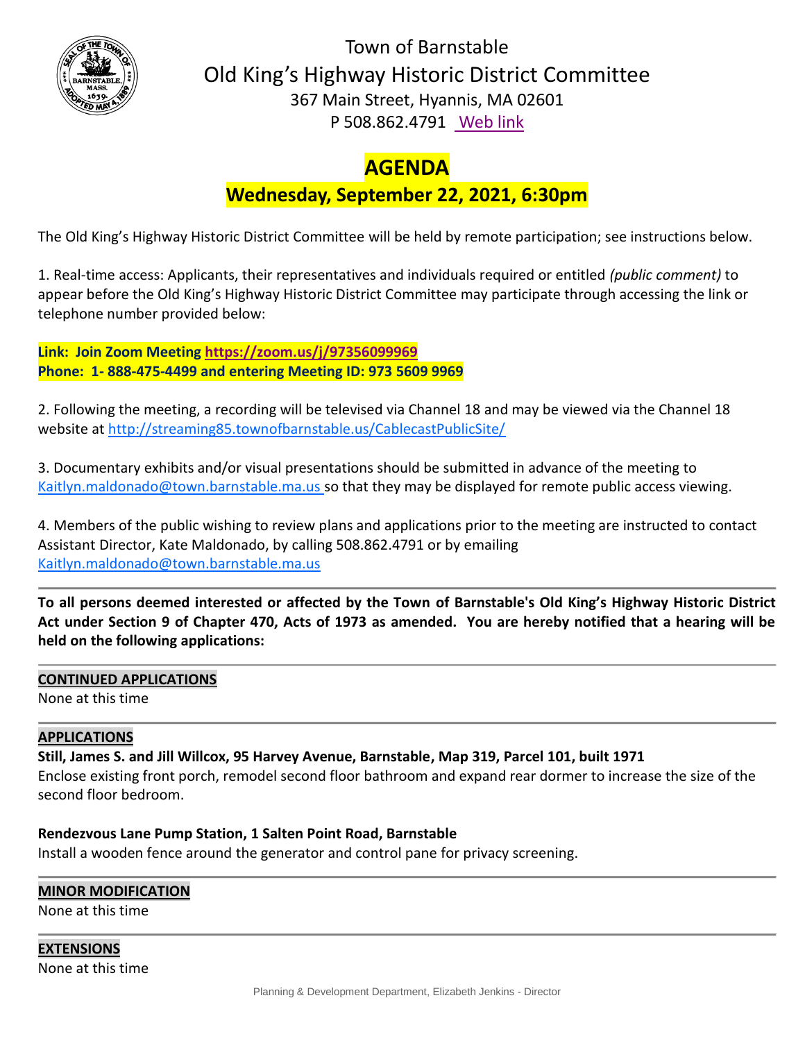# Town of Barnstable
## Old King's Highway Historic District Committee

367 Main Street, Hyannis, MA 02601

P 508.862.4791 [Web link]

# AGENDA

## Wednesday, September 22, 2021, 6:30pm

The Old King's Highway Historic District Committee will be held by remote participation; see instructions below.

1. Real-time access: Applicants, their representatives and individuals required or entitled *(public comment)* to appear before the Old King's Highway Historic District Committee may participate through accessing the link or telephone number provided below:

**Link: Join Zoom Meeting https://zoom.us/j/97356099969**
**Phone: 1- 888-475-4499 and entering Meeting ID: 973 5609 9969**

2. Following the meeting, a recording will be televised via Channel 18 and may be viewed via the Channel 18 website at http://streaming85.townofbarnstable.us/CablecastPublicSite/

3. Documentary exhibits and/or visual presentations should be submitted in advance of the meeting to Kaitlyn.maldonado@town.barnstable.ma.us so that they may be displayed for remote public access viewing.

4. Members of the public wishing to review plans and applications prior to the meeting are instructed to contact Assistant Director, Kate Maldonado, by calling 508.862.4791 or by emailing Kaitlyn.maldonado@town.barnstable.ma.us

---

**To all persons deemed interested or affected by the Town of Barnstable's Old King's Highway Historic District Act under Section 9 of Chapter 470, Acts of 1973 as amended. You are hereby notified that a hearing will be held on the following applications:**

---

**CONTINUED APPLICATIONS**

None at this time

---

**APPLICATIONS**

**Still, James S. and Jill Willcox, 95 Harvey Avenue, Barnstable, Map 319, Parcel 101, built 1971**
Enclose existing front porch, remodel second floor bathroom and expand rear dormer to increase the size of the second floor bedroom.

**Rendezvous Lane Pump Station, 1 Salten Point Road, Barnstable**
Install a wooden fence around the generator and control pane for privacy screening.

---

**MINOR MODIFICATION**

None at this time

---

**EXTENSIONS**

None at this time

Planning & Development Department, Elizabeth Jenkins - Director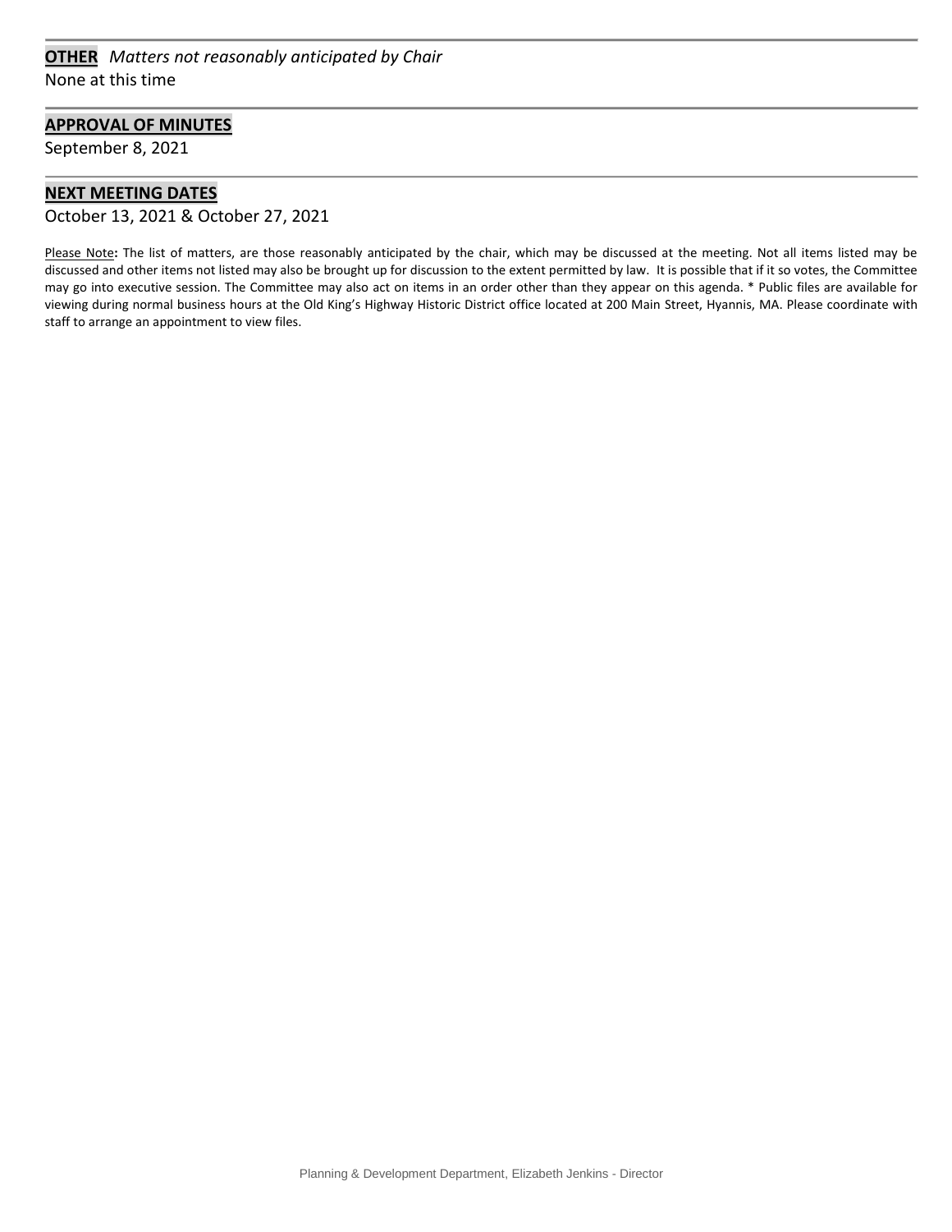**OTHER** *Matters not reasonably anticipated by Chair*
None at this time

**APPROVAL OF MINUTES**
September 8, 2021

**NEXT MEETING DATES**
October 13, 2021 & October 27, 2021

Please Note**:** The list of matters, are those reasonably anticipated by the chair, which may be discussed at the meeting. Not all items listed may be discussed and other items not listed may also be brought up for discussion to the extent permitted by law. It is possible that if it so votes, the Committee may go into executive session. The Committee may also act on items in an order other than they appear on this agenda. * Public files are available for viewing during normal business hours at the Old King's Highway Historic District office located at 200 Main Street, Hyannis, MA. Please coordinate with staff to arrange an appointment to view files.